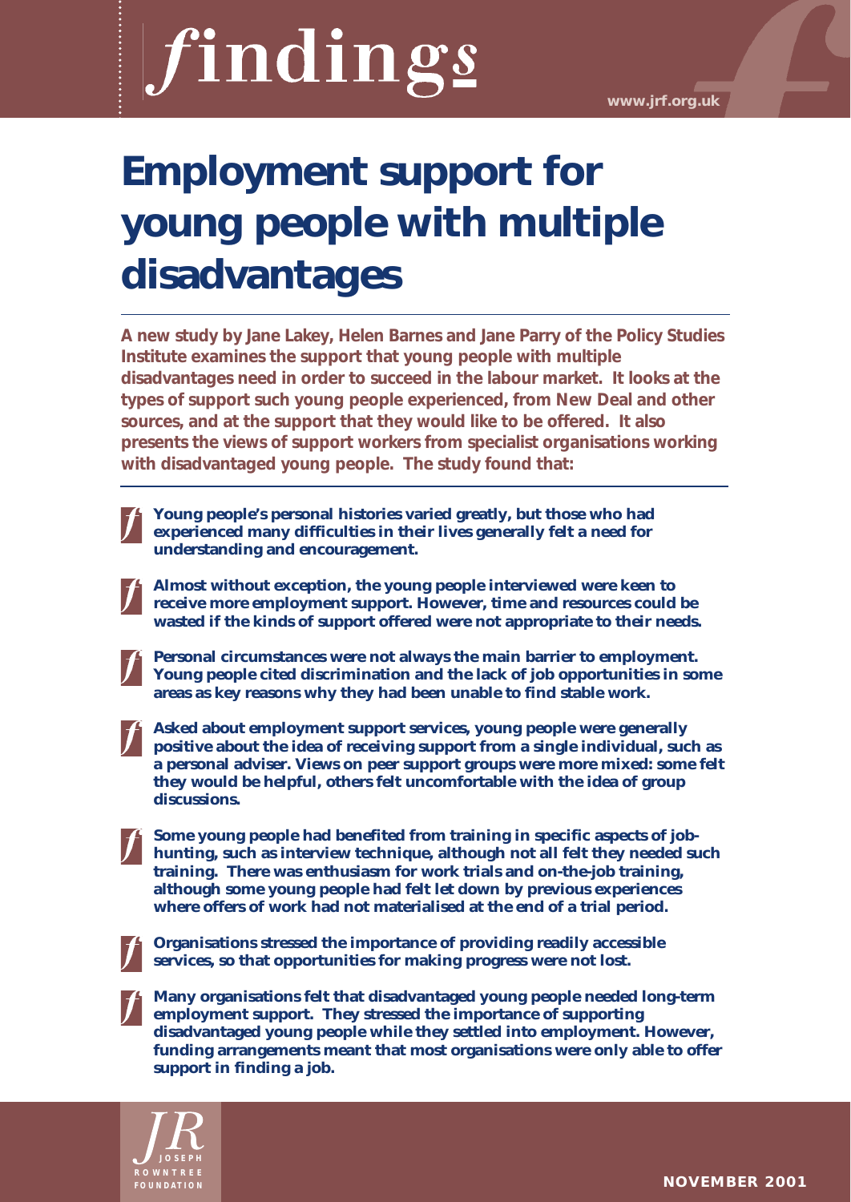# findings

www.jrf.org.uk

# Employment support for young people with multiple disadvantages

**A new study by Jane Lakey, Helen Barnes and Jane Parry of the Policy Studies Institute examines the support that young people with multiple disadvantages need in order to succeed in the labour market. It looks at the types of support such young people experienced, from New Deal and other sources, and at the support that they would like to be offered. It also presents the views of support workers from specialist organisations working with disadvantaged young people. The study found that:**

- **Young people's personal histories varied greatly, but those who had experienced many difficulties in their lives generally felt a need for understanding and encouragement.**
- **Almost without exception, the young people interviewed were keen to receive more employment support. However, time and resources could be wasted if the kinds of support offered were not appropriate to their needs.**
- **Personal circumstances were not always the main barrier to employment. Young people cited discrimination and the lack of job opportunities in some areas as key reasons why they had been unable to find stable work.**
- **Asked about employment support services, young people were generally positive about the idea of receiving support from a single individual, such as a personal adviser. Views on peer support groups were more mixed: some felt they would be helpful, others felt uncomfortable with the idea of group discussions.**
- **Some young people had benefited from training in specific aspects of job-hunting, such as interview technique, although not all felt they needed such training. There was enthusiasm for work trials and on-the-job training, although some young people had felt let down by previous experiences where offers of work had not materialised at the end of a trial period.**
- **Organisations stressed the importance of providing readily accessible services, so that opportunities for making progress were not lost.**
- **Many organisations felt that disadvantaged young people needed long-term employment support. They stressed the importance of supporting disadvantaged young people while they settled into employment. However, funding arrangements meant that most organisations were only able to offer support in finding a job.**

JOSEPH ROWNTREE FOUNDATION

NOVEMBER 2001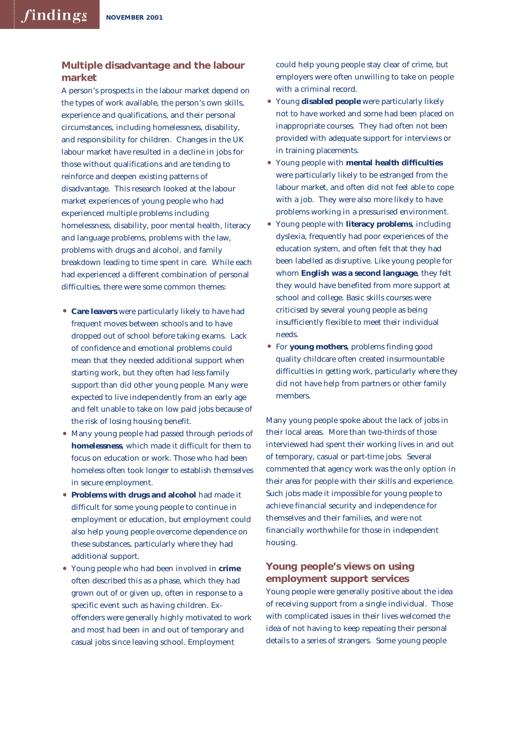## Multiple disadvantage and the labour market

A person's prospects in the labour market depend on the types of work available, the person's own skills, experience and qualifications, and their personal circumstances, including homelessness, disability, and responsibility for children. Changes in the UK labour market have resulted in a decline in jobs for those without qualifications and are tending to reinforce and deepen existing patterns of disadvantage. This research looked at the labour market experiences of young people who had experienced multiple problems including homelessness, disability, poor mental health, literacy and language problems, problems with the law, problems with drugs and alcohol, and family breakdown leading to time spent in care. While each had experienced a different combination of personal difficulties, there were some common themes:

- **Care leavers** were particularly likely to have had frequent moves between schools and to have dropped out of school before taking exams. Lack of confidence and emotional problems could mean that they needed additional support when starting work, but they often had less family support than did other young people. Many were expected to live independently from an early age and felt unable to take on low paid jobs because of the risk of losing housing benefit.
- Many young people had passed through periods of **homelessness**, which made it difficult for them to focus on education or work. Those who had been homeless often took longer to establish themselves in secure employment.
- **Problems with drugs and alcohol** had made it difficult for some young people to continue in employment or education, but employment could also help young people overcome dependence on these substances, particularly where they had additional support.
- Young people who had been involved in **crime** often described this as a phase, which they had grown out of or given up, often in response to a specific event such as having children. Ex-offenders were generally highly motivated to work and most had been in and out of temporary and casual jobs since leaving school. Employment could help young people stay clear of crime, but employers were often unwilling to take on people with a criminal record.
- Young **disabled people** were particularly likely not to have worked and some had been placed on inappropriate courses. They had often not been provided with adequate support for interviews or in training placements.
- Young people with **mental health difficulties** were particularly likely to be estranged from the labour market, and often did not feel able to cope with a job. They were also more likely to have problems working in a pressurised environment.
- Young people with **literacy problems**, including dyslexia, frequently had poor experiences of the education system, and often felt that they had been labelled as disruptive. Like young people for whom **English was a second language**, they felt they would have benefited from more support at school and college. Basic skills courses were criticised by several young people as being insufficiently flexible to meet their individual needs.
- For **young mothers**, problems finding good quality childcare often created insurmountable difficulties in getting work, particularly where they did not have help from partners or other family members.

Many young people spoke about the lack of jobs in their local areas. More than two-thirds of those interviewed had spent their working lives in and out of temporary, casual or part-time jobs. Several commented that agency work was the only option in their area for people with their skills and experience. Such jobs made it impossible for young people to achieve financial security and independence for themselves and their families, and were not financially worthwhile for those in independent housing.

## Young people's views on using employment support services

Young people were generally positive about the idea of receiving support from a single individual. Those with complicated issues in their lives welcomed the idea of not having to keep repeating their personal details to a series of strangers. Some young people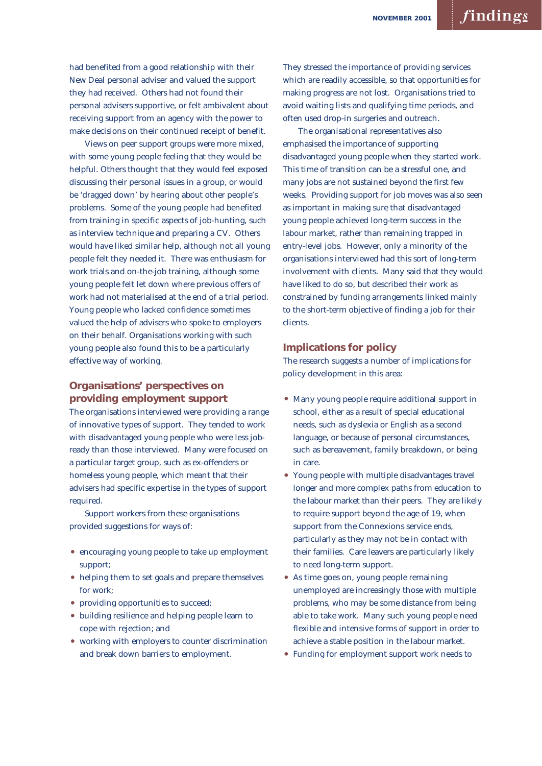had benefited from a good relationship with their New Deal personal adviser and valued the support they had received. Others had not found their personal advisers supportive, or felt ambivalent about receiving support from an agency with the power to make decisions on their continued receipt of benefit.

Views on peer support groups were more mixed, with some young people feeling that they would be helpful. Others thought that they would feel exposed discussing their personal issues in a group, or would be 'dragged down' by hearing about other people's problems. Some of the young people had benefited from training in specific aspects of job-hunting, such as interview technique and preparing a CV. Others would have liked similar help, although not all young people felt they needed it. There was enthusiasm for work trials and on-the-job training, although some young people felt let down where previous offers of work had not materialised at the end of a trial period. Young people who lacked confidence sometimes valued the help of advisers who spoke to employers on their behalf. Organisations working with such young people also found this to be a particularly effective way of working.

## Organisations' perspectives on providing employment support

The organisations interviewed were providing a range of innovative types of support. They tended to work with disadvantaged young people who were less job-ready than those interviewed. Many were focused on a particular target group, such as ex-offenders or homeless young people, which meant that their advisers had specific expertise in the types of support required.

Support workers from these organisations provided suggestions for ways of:

- encouraging young people to take up employment support;
- helping them to set goals and prepare themselves for work;
- providing opportunities to succeed;
- building resilience and helping people learn to cope with rejection; and
- working with employers to counter discrimination and break down barriers to employment.

They stressed the importance of providing services which are readily accessible, so that opportunities for making progress are not lost. Organisations tried to avoid waiting lists and qualifying time periods, and often used drop-in surgeries and outreach.

The organisational representatives also emphasised the importance of supporting disadvantaged young people when they started work. This time of transition can be a stressful one, and many jobs are not sustained beyond the first few weeks. Providing support for job moves was also seen as important in making sure that disadvantaged young people achieved long-term success in the labour market, rather than remaining trapped in entry-level jobs. However, only a minority of the organisations interviewed had this sort of long-term involvement with clients. Many said that they would have liked to do so, but described their work as constrained by funding arrangements linked mainly to the short-term objective of finding a job for their clients.

## Implications for policy

The research suggests a number of implications for policy development in this area:

- Many young people require additional support in school, either as a result of special educational needs, such as dyslexia or English as a second language, or because of personal circumstances, such as bereavement, family breakdown, or being in care.
- Young people with multiple disadvantages travel longer and more complex paths from education to the labour market than their peers. They are likely to require support beyond the age of 19, when support from the Connexions service ends, particularly as they may not be in contact with their families. Care leavers are particularly likely to need long-term support.
- As time goes on, young people remaining unemployed are increasingly those with multiple problems, who may be some distance from being able to take work. Many such young people need flexible and intensive forms of support in order to achieve a stable position in the labour market.
- Funding for employment support work needs to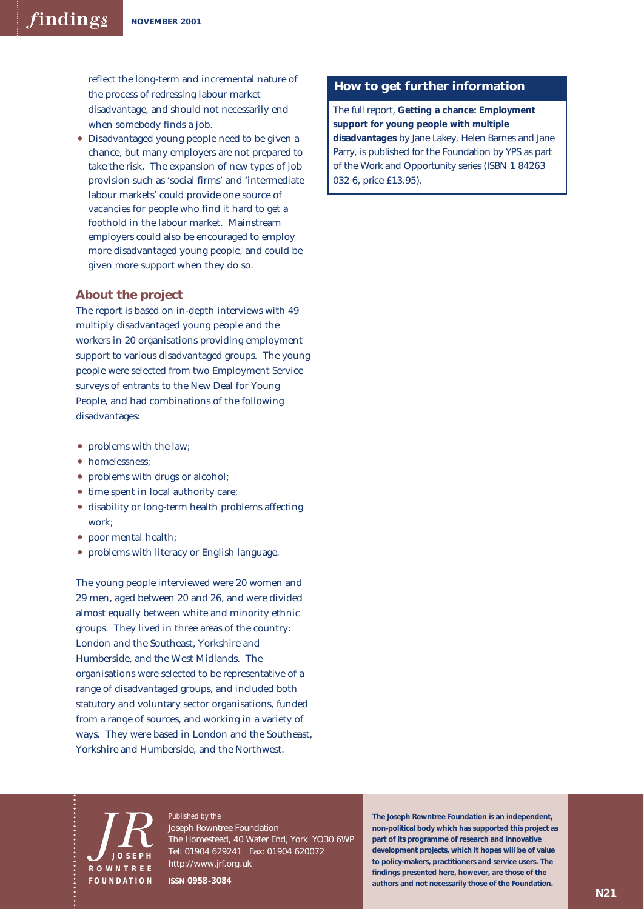reflect the long-term and incremental nature of the process of redressing labour market disadvantage, and should not necessarily end when somebody finds a job.

- Disadvantaged young people need to be given a chance, but many employers are not prepared to take the risk. The expansion of new types of job provision such as 'social firms' and 'intermediate labour markets' could provide one source of vacancies for people who find it hard to get a foothold in the labour market. Mainstream employers could also be encouraged to employ more disadvantaged young people, and could be given more support when they do so.

## About the project

The report is based on in-depth interviews with 49 multiply disadvantaged young people and the workers in 20 organisations providing employment support to various disadvantaged groups. The young people were selected from two Employment Service surveys of entrants to the New Deal for Young People, and had combinations of the following disadvantages:

- problems with the law;
- homelessness;
- problems with drugs or alcohol;
- time spent in local authority care;
- disability or long-term health problems affecting work;
- poor mental health;
- problems with literacy or English language.

The young people interviewed were 20 women and 29 men, aged between 20 and 26, and were divided almost equally between white and minority ethnic groups. They lived in three areas of the country: London and the Southeast, Yorkshire and Humberside, and the West Midlands. The organisations were selected to be representative of a range of disadvantaged groups, and included both statutory and voluntary sector organisations, funded from a range of sources, and working in a variety of ways. They were based in London and the Southeast, Yorkshire and Humberside, and the Northwest.

## How to get further information

The full report, **Getting a chance: Employment support for young people with multiple disadvantages** by Jane Lakey, Helen Barnes and Jane Parry, is published for the Foundation by YPS as part of the Work and Opportunity series (ISBN 1 84263 032 6, price £13.95).

*Published by the*
Joseph Rowntree Foundation
The Homestead, 40 Water End, York YO30 6WP
Tel: 01904 629241 Fax: 01904 620072
http://www.jrf.org.uk

**ISSN 0958-3084**

**The Joseph Rowntree Foundation is an independent, non-political body which has supported this project as part of its programme of research and innovative development projects, which it hopes will be of value to policy-makers, practitioners and service users. The findings presented here, however, are those of the authors and not necessarily those of the Foundation.**

**N21**